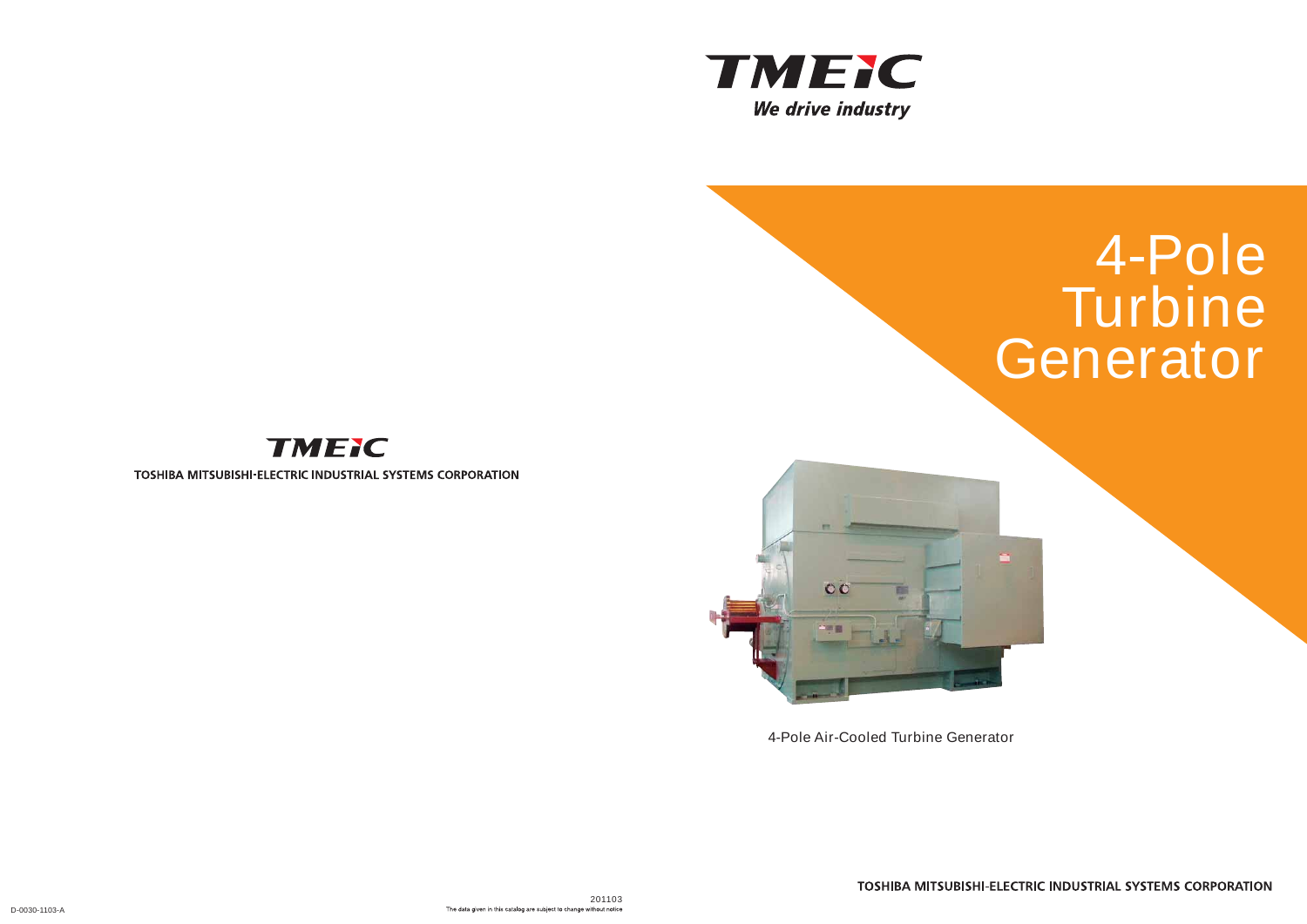TMEIC

*We drive industry*

# 4-Pole Turbine Generator

4-Pole Air-Cooled Turbine Generator

TMEIC

TOSHIBA MITSUBISHI-ELECTRIC INDUSTRIAL SYSTEMS CORPORATION

TOSHIBA MITSUBISHI-ELECTRIC INDUSTRIAL SYSTEMS CORPORATION

D-0030-1103-A

201103

The data given in this catalog are subject to change without notice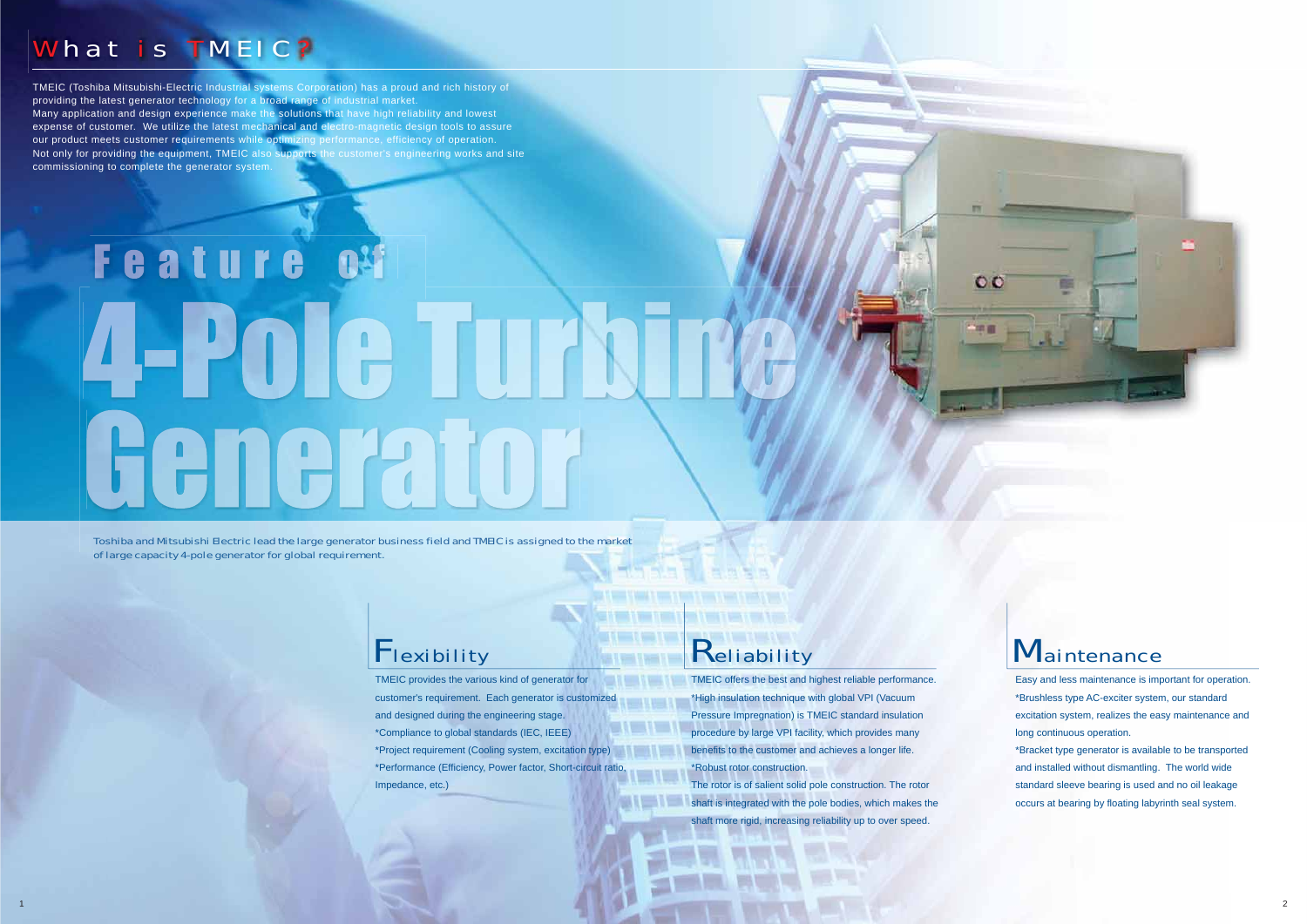## What is TMEIC?

TMEIC (Toshiba Mitsubishi-Electric Industrial systems Corporation) has a proud and rich history of providing the latest generator technology for a broad range of industrial market.
Many application and design experience make the solutions that have high reliability and lowest expense of customer. We utilize the latest mechanical and electro-magnetic design tools to assure our product meets customer requirements while optimizing performance, efficiency of operation.
Not only for providing the equipment, TMEIC also supports the customer's engineering works and site commissioning to complete the generator system.

# Feature of 4-Pole Turbine Generator

Toshiba and Mitsubishi Electric lead the large generator business field and TMEIC is assigned to the market of large capacity 4-pole generator for global requirement.

## Flexibility

TMEIC provides the various kind of generator for customer's requirement. Each generator is customized and designed during the engineering stage.
*Compliance to global standards (IEC, IEEE)
*Project requirement (Cooling system, excitation type)
*Performance (Efficiency, Power factor, Short-circuit ratio, Impedance, etc.)

## Reliability

TMEIC offers the best and highest reliable performance.
*High insulation technique with global VPI (Vacuum Pressure Impregnation) is TMEIC standard insulation procedure by large VPI facility, which provides many benefits to the customer and achieves a longer life.
*Robust rotor construction.
The rotor is of salient solid pole construction. The rotor shaft is integrated with the pole bodies, which makes the shaft more rigid, increasing reliability up to over speed.

## Maintenance

Easy and less maintenance is important for operation.
*Brushless type AC-exciter system, our standard excitation system, realizes the easy maintenance and long continuous operation.
*Bracket type generator is available to be transported and installed without dismantling. The world wide standard sleeve bearing is used and no oil leakage occurs at bearing by floating labyrinth seal system.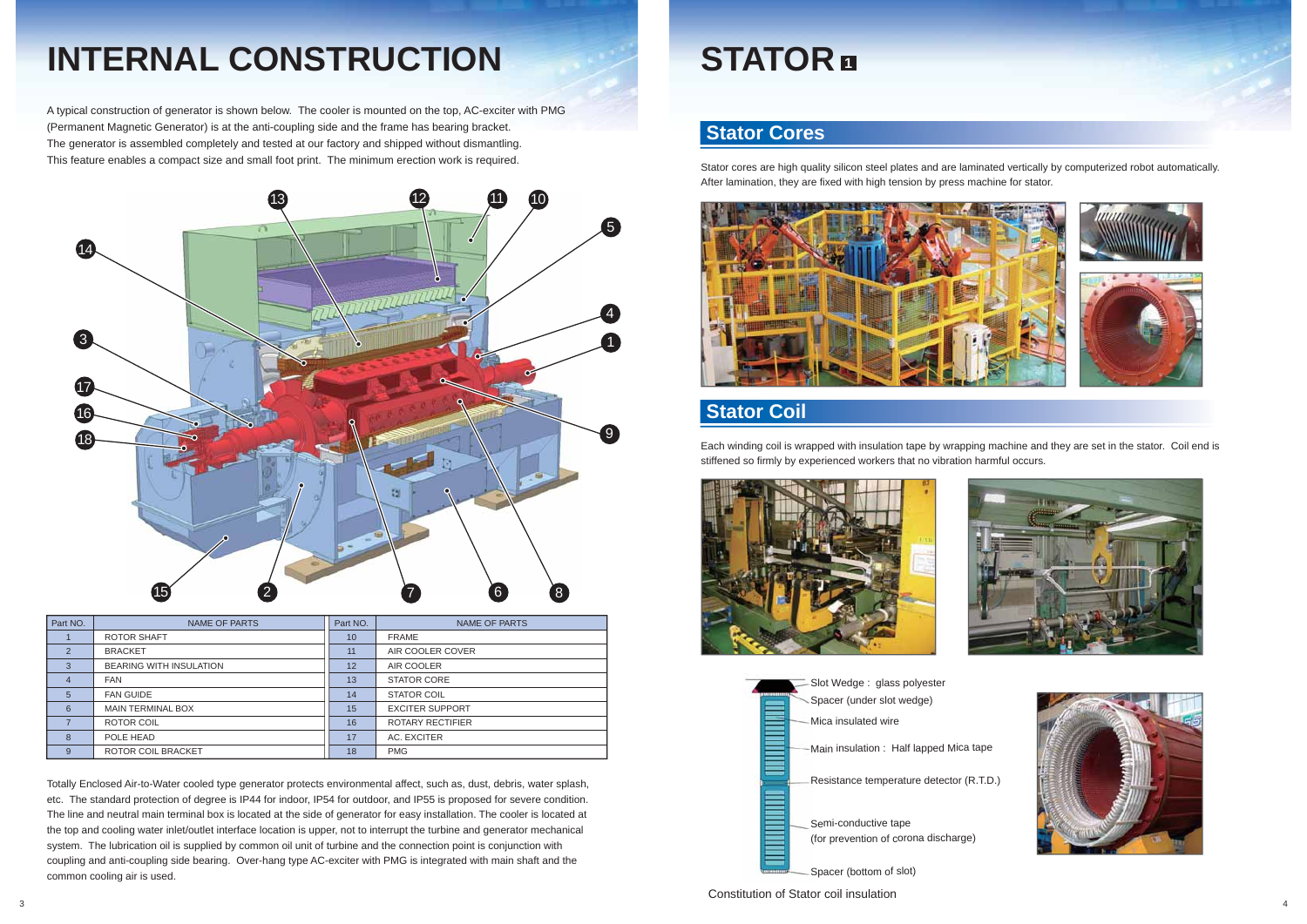# INTERNAL CONSTRUCTION

A typical construction of generator is shown below. The cooler is mounted on the top, AC-exciter with PMG (Permanent Magnetic Generator) is at the anti-coupling side and the frame has bearing bracket. The generator is assembled completely and tested at our factory and shipped without dismantling. This feature enables a compact size and small foot print. The minimum erection work is required.

| Part NO. | NAME OF PARTS | Part NO. | NAME OF PARTS |
|---|---|---|---|
| 1 | ROTOR SHAFT | 10 | FRAME |
| 2 | BRACKET | 11 | AIR COOLER COVER |
| 3 | BEARING WITH INSULATION | 12 | AIR COOLER |
| 4 | FAN | 13 | STATOR CORE |
| 5 | FAN GUIDE | 14 | STATOR COIL |
| 6 | MAIN TERMINAL BOX | 15 | EXCITER SUPPORT |
| 7 | ROTOR COIL | 16 | ROTARY RECTIFIER |
| 8 | POLE HEAD | 17 | AC. EXCITER |
| 9 | ROTOR COIL BRACKET | 18 | PMG |

Totally Enclosed Air-to-Water cooled type generator protects environmental affect, such as, dust, debris, water splash, etc. The standard protection of degree is IP44 for indoor, IP54 for outdoor, and IP55 is proposed for severe condition. The line and neutral main terminal box is located at the side of generator for easy installation. The cooler is located at the top and cooling water inlet/outlet interface location is upper, not to interrupt the turbine and generator mechanical system. The lubrication oil is supplied by common oil unit of turbine and the connection point is conjunction with coupling and anti-coupling side bearing. Over-hang type AC-exciter with PMG is integrated with main shaft and the common cooling air is used.

# STATOR 1

## Stator Cores

Stator cores are high quality silicon steel plates and are laminated vertically by computerized robot automatically. After lamination, they are fixed with high tension by press machine for stator.

## Stator Coil

Each winding coil is wrapped with insulation tape by wrapping machine and they are set in the stator. Coil end is stiffened so firmly by experienced workers that no vibration harmful occurs.

- Slot Wedge : glass polyester
- Spacer (under slot wedge)
- Mica insulated wire
- Main insulation : Half lapped Mica tape
- Resistance temperature detector (R.T.D.)
- Semi-conductive tape (for prevention of corona discharge)
- Spacer (bottom of slot)

Constitution of Stator coil insulation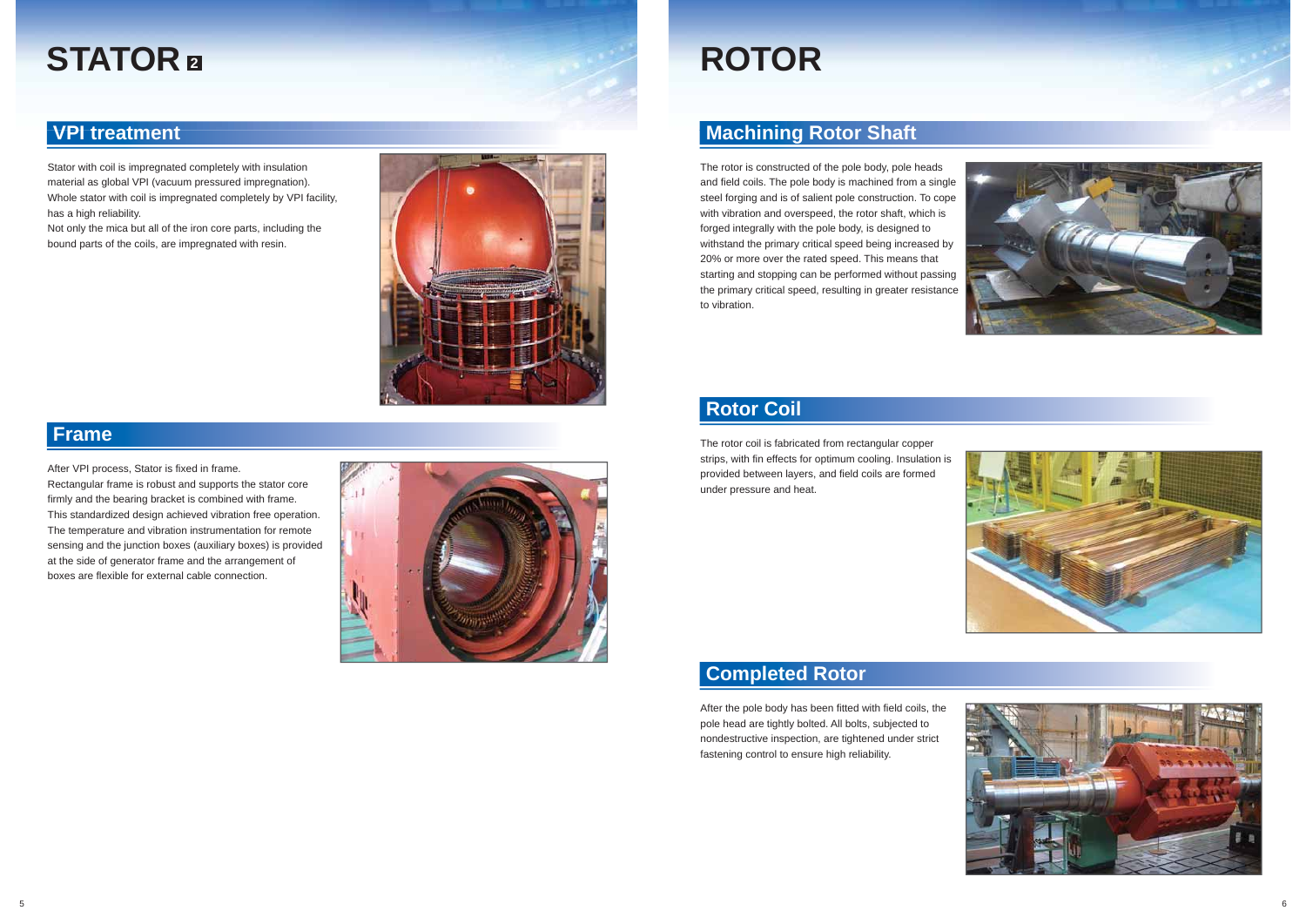# STATOR 2

## VPI treatment

Stator with coil is impregnated completely with insulation material as global VPI (vacuum pressured impregnation). Whole stator with coil is impregnated completely by VPI facility, has a high reliability.
Not only the mica but all of the iron core parts, including the bound parts of the coils, are impregnated with resin.

## Frame

After VPI process, Stator is fixed in frame.
Rectangular frame is robust and supports the stator core firmly and the bearing bracket is combined with frame. This standardized design achieved vibration free operation. The temperature and vibration instrumentation for remote sensing and the junction boxes (auxiliary boxes) is provided at the side of generator frame and the arrangement of boxes are flexible for external cable connection.

# ROTOR

## Machining Rotor Shaft

The rotor is constructed of the pole body, pole heads and field coils. The pole body is machined from a single steel forging and is of salient pole construction. To cope with vibration and overspeed, the rotor shaft, which is forged integrally with the pole body, is designed to withstand the primary critical speed being increased by 20% or more over the rated speed. This means that starting and stopping can be performed without passing the primary critical speed, resulting in greater resistance to vibration.

## Rotor Coil

The rotor coil is fabricated from rectangular copper strips, with fin effects for optimum cooling. Insulation is provided between layers, and field coils are formed under pressure and heat.

## Completed Rotor

After the pole body has been fitted with field coils, the pole head are tightly bolted. All bolts, subjected to nondestructive inspection, are tightened under strict fastening control to ensure high reliability.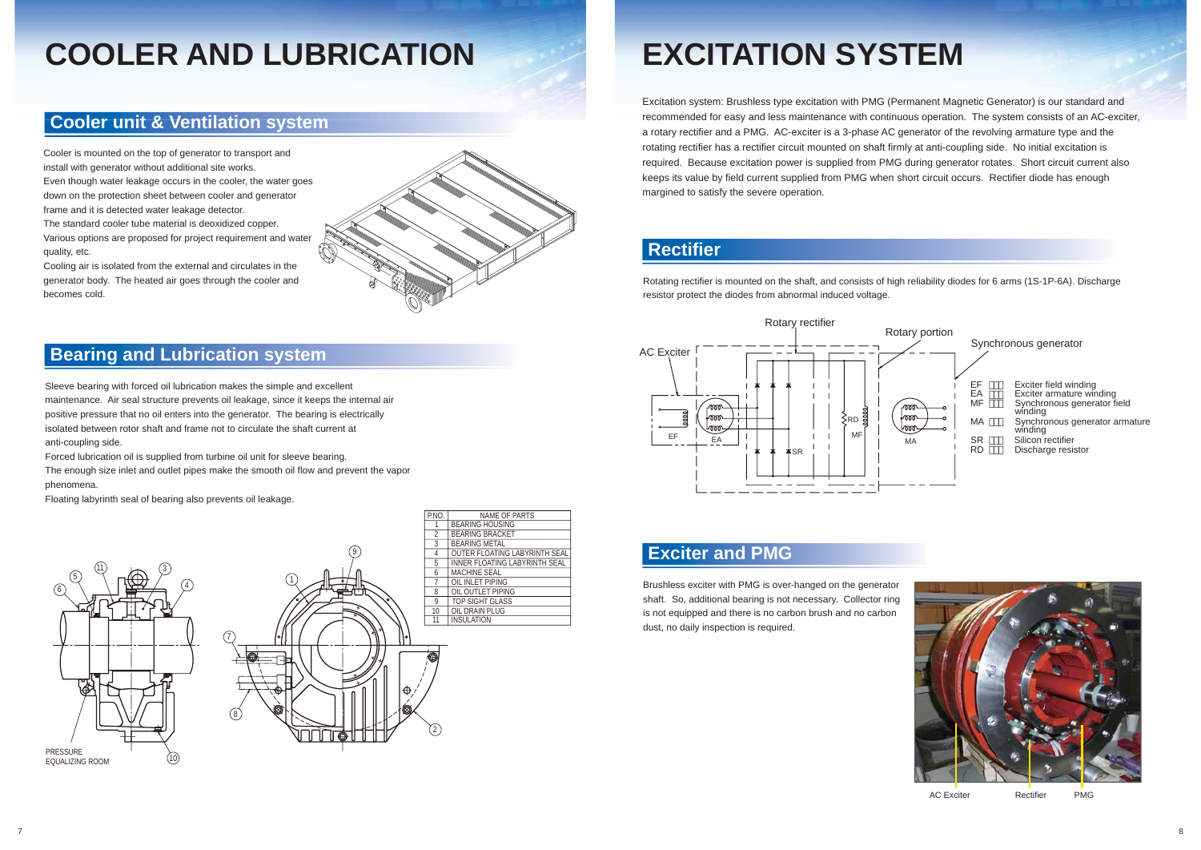# COOLER AND LUBRICATION

## Cooler unit & Ventilation system

Cooler is mounted on the top of generator to transport and install with generator without additional site works.
Even though water leakage occurs in the cooler, the water goes down on the protection sheet between cooler and generator frame and it is detected water leakage detector.
The standard cooler tube material is deoxidized copper.
Various options are proposed for project requirement and water quality, etc.
Cooling air is isolated from the external and circulates in the generator body. The heated air goes through the cooler and becomes cold.

## Bearing and Lubrication system

Sleeve bearing with forced oil lubrication makes the simple and excellent maintenance. Air seal structure prevents oil leakage, since it keeps the internal air positive pressure that no oil enters into the generator. The bearing is electrically isolated between rotor shaft and frame not to circulate the shaft current at anti-coupling side.
Forced lubrication oil is supplied from turbine oil unit for sleeve bearing.
The enough size inlet and outlet pipes make the smooth oil flow and prevent the vapor phenomena.
Floating labyrinth seal of bearing also prevents oil leakage.

| P.NO. | NAME OF PARTS |
|---|---|
| 1 | BEARING HOUSING |
| 2 | BEARING BRACKET |
| 3 | BEARING METAL |
| 4 | OUTER FLOATING LABYRINTH SEAL |
| 5 | INNER FLOATING LABYRINTH SEAL |
| 6 | MACHINE SEAL |
| 7 | OIL INLET PIPING |
| 8 | OIL OUTLET PIPING |
| 9 | TOP SIGHT GLASS |
| 10 | OIL DRAIN PLUG |
| 11 | INSULATION |

PRESSURE EQUALIZING ROOM

# EXCITATION SYSTEM

Excitation system: Brushless type excitation with PMG (Permanent Magnetic Generator) is our standard and recommended for easy and less maintenance with continuous operation. The system consists of an AC-exciter, a rotary rectifier and a PMG. AC-exciter is a 3-phase AC generator of the revolving armature type and the rotating rectifier has a rectifier circuit mounted on shaft firmly at anti-coupling side. No initial excitation is required. Because excitation power is supplied from PMG during generator rotates. Short circuit current also keeps its value by field current supplied from PMG when short circuit occurs. Rectifier diode has enough margined to satisfy the severe operation.

## Rectifier

Rotating rectifier is mounted on the shaft, and consists of high reliability diodes for 6 arms (1S-1P-6A). Discharge resistor protect the diodes from abnormal induced voltage.

Rotary rectifier / Rotary portion / AC Exciter / Synchronous generator

- EF: Exciter field winding
- EA: Exciter armature winding
- MF: Synchronous generator field winding
- MA: Synchronous generator armature winding
- SR: Silicon rectifier
- RD: Discharge resistor

## Exciter and PMG

Brushless exciter with PMG is over-hanged on the generator shaft. So, additional bearing is not necessary. Collector ring is not equipped and there is no carbon brush and no carbon dust, no daily inspection is required.

AC Exciter / Rectifier / PMG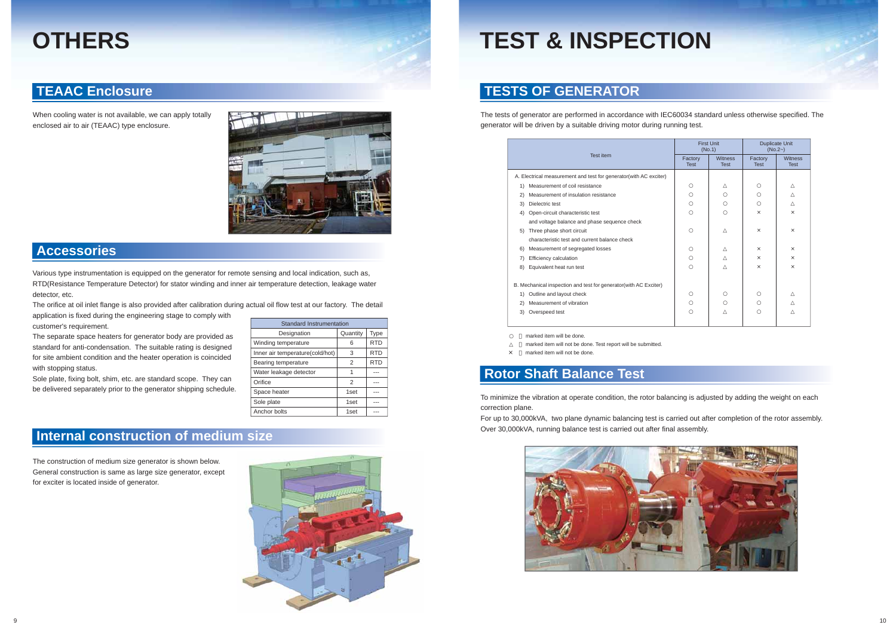# OTHERS

## TEAAC Enclosure

When cooling water is not available, we can apply totally enclosed air to air (TEAAC) type enclosure.

## Accessories

Various type instrumentation is equipped on the generator for remote sensing and local indication, such as, RTD(Resistance Temperature Detector) for stator winding and inner air temperature detection, leakage water detector, etc.

The orifice at oil inlet flange is also provided after calibration during actual oil flow test at our factory. The detail application is fixed during the engineering stage to comply with customer's requirement.

The separate space heaters for generator body are provided as standard for anti-condensation. The suitable rating is designed for site ambient condition and the heater operation is coincided with stopping status.

Sole plate, fixing bolt, shim, etc. are standard scope. They can be delivered separately prior to the generator shipping schedule.

| Standard Instrumentation | | |
|---|---|---|
| Designation | Quantity | Type |
| Winding temperature | 6 | RTD |
| Inner air temperature(cold/hot) | 3 | RTD |
| Bearing temperature | 2 | RTD |
| Water leakage detector | 1 | --- |
| Orifice | 2 | --- |
| Space heater | 1set | --- |
| Sole plate | 1set | --- |
| Anchor bolts | 1set | --- |

## Internal construction of medium size

The construction of medium size generator is shown below. General construction is same as large size generator, except for exciter is located inside of generator.

# TEST & INSPECTION

## TESTS OF GENERATOR

The tests of generator are performed in accordance with IEC60034 standard unless otherwise specified. The generator will be driven by a suitable driving motor during running test.

| Test item | First Unit (No.1) | | Duplicate Unit (No.2~) | |
|---|---|---|---|---|
| | Factory Test | Witness Test | Factory Test | Witness Test |
| A. Electrical measurement and test for generator(with AC exciter) | | | | |
| 1) Measurement of coil resistance | ○ | △ | ○ | △ |
| 2) Measurement of insulation resistance | ○ | ○ | ○ | △ |
| 3) Dielectric test | ○ | ○ | ○ | △ |
| 4) Open-circuit characteristic test and voltage balance and phase sequence check | ○ | ○ | × | × |
| 5) Three phase short circuit characteristic test and current balance check | ○ | △ | × | × |
| 6) Measurement of segregated losses | ○ | △ | × | × |
| 7) Efficiency calculation | ○ | △ | × | × |
| 8) Equivalent heat run test | ○ | △ | × | × |
| B. Mechanical inspection and test for generator(with AC Exciter) | | | | |
| 1) Outline and layout check | ○ | ○ | ○ | △ |
| 2) Measurement of vibration | ○ | ○ | ○ | △ |
| 3) Overspeed test | ○ | △ | ○ | △ |

○ : marked item will be done.
△ : marked item will not be done. Test report will be submitted.
× : marked item will not be done.

## Rotor Shaft Balance Test

To minimize the vibration at operate condition, the rotor balancing is adjusted by adding the weight on each correction plane.

For up to 30,000kVA, two plane dynamic balancing test is carried out after completion of the rotor assembly. Over 30,000kVA, running balance test is carried out after final assembly.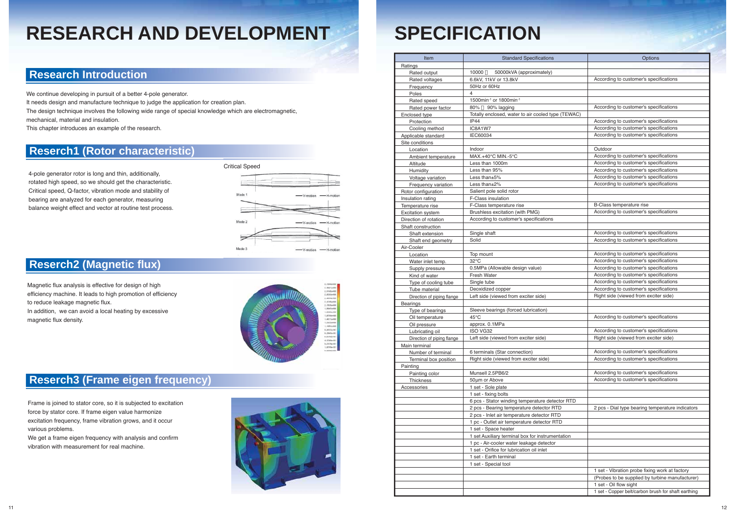# RESEARCH AND DEVELOPMENT

## Research Introduction

We continue developing in pursuit of a better 4-pole generator.
It needs design and manufacture technique to judge the application for creation plan.
The design technique involves the following wide range of special knowledge which are electromagnetic, mechanical, material and insulation.
This chapter introduces an example of the research.

## Reserch1 (Rotor characteristic)

4-pole generator rotor is long and thin, additionally, rotated high speed, so we should get the characteristic. Critical speed, Q-factor, vibration mode and stability of bearing are analyzed for each generator, measuring balance weight effect and vector at routine test process.

Critical Speed

Mode 1 — V-motion — H-motion

Mode 2 — V-motion — H-motion

Mode 3 — V-motion — H-motion

## Reserch2 (Magnetic flux)

Magnetic flux analysis is effective for design of high efficiency machine. It leads to high promotion of efficiency to reduce leakage magnetic flux.
In addition, we can avoid a local heating by excessive magnetic flux density.

## Reserch3 (Frame eigen frequency)

Frame is joined to stator core, so it is subjected to excitation force by stator core. If frame eigen value harmonize excitation frequency, frame vibration grows, and it occur various problems.
We get a frame eigen frequency with analysis and confirm vibration with measurement for real machine.

# SPECIFICATION

| Item | Standard Specifications | Options |
|---|---|---|
| Ratings | | |
| Rated output | 10000 ～ 50000kVA (approximately) | |
| Rated voltages | 6.6kV, 11kV or 13.8kV | According to customer's specifications |
| Frequency | 50Hz or 60Hz | |
| Poles | 4 | |
| Rated speed | 1500min$^{-1}$ or 1800min$^{-1}$ | |
| Rated power factor | 80% ～ 90% lagging | According to customer's specifications |
| Enclosed type | Totally enclosed, water to air cooled type (TEWAC) | |
| Protection | IP44 | According to customer's specifications |
| Cooling method | IC8A1W7 | According to customer's specifications |
| Applicable standard | IEC60034 | According to customer's specifications |
| Site conditions | | |
| Location | Indoor | Outdoor |
| Ambient temperature | MAX.+40°C MIN.-5°C | According to customer's specifications |
| Altitude | Less than 1000m | According to customer's specifications |
| Humidity | Less than 95% | According to customer's specifications |
| Voltage variation | Less than±5% | According to customer's specifications |
| Frequency variation | Less than±2% | According to customer's specifications |
| Rotor configuration | Salient pole solid rotor | |
| Insulation rating | F-Class insulation | |
| Temperature rise | F-Class temperature rise | B-Class temperature rise |
| Excitation system | Brushless excitation (with PMG) | According to customer's specifications |
| Direction of rotation | According to customer's specifications | |
| Shaft construction | | |
| Shaft extension | Single shaft | According to customer's specifications |
| Shaft end geometry | Solid | According to customer's specifications |
| Air-Cooler | | |
| Location | Top mount | According to customer's specifications |
| Water inlet temp. | 32°C | According to customer's specifications |
| Supply pressure | 0.5MPa (Allowable design value) | According to customer's specifications |
| Kind of water | Fresh Water | According to customer's specifications |
| Type of cooling tube | Single tube | According to customer's specifications |
| Tube material | Deoxidized copper | According to customer's specifications |
| Direction of piping flange | Left side (viewed from exciter side) | Right side (viewed from exciter side) |
| Bearings | | |
| Type of bearings | Sleeve bearings (forced lubrication) | |
| Oil temperature | 45°C | According to customer's specifications |
| Oil pressure | approx. 0.1MPa | |
| Lubricating oil | ISO VG32 | According to customer's specifications |
| Direction of piping flange | Left side (viewed from exciter side) | Right side (viewed from exciter side) |
| Main terminal | | |
| Number of terminal | 6 terminals (Star connection) | According to customer's specifications |
| Terminal box position | Right side (viewed from exciter side) | According to customer's specifications |
| Painting | | |
| Painting color | Munsell 2.5PB6/2 | According to customer's specifications |
| Thickness | 50μm or Above | According to customer's specifications |
| Accessories | 1 set - Sole plate | |
| | 1 set - fixing bolts | |
| | 6 pcs - Stator winding temperature detector RTD | |
| | 2 pcs - Bearing temperature detector RTD | 2 pcs - Dial type bearing temperature indicators |
| | 2 pcs - Inlet air temperature detector RTD | |
| | 1 pc - Outlet air temperature detector RTD | |
| | 1 set - Space heater | |
| | 1 set Auxiliary terminal box for instrumentation | |
| | 1 pc - Air-cooler water leakage detector | |
| | 1 set - Orifice for lubrication oil inlet | |
| | 1 set - Earth terminal | |
| | 1 set - Special tool | |
| | | 1 set - Vibration probe fixing work at factory |
| | | (Probes to be supplied by turbine manufacturer) |
| | | 1 set - Oil flow sight |
| | | 1 set - Copper belt/carbon brush for shaft earthing |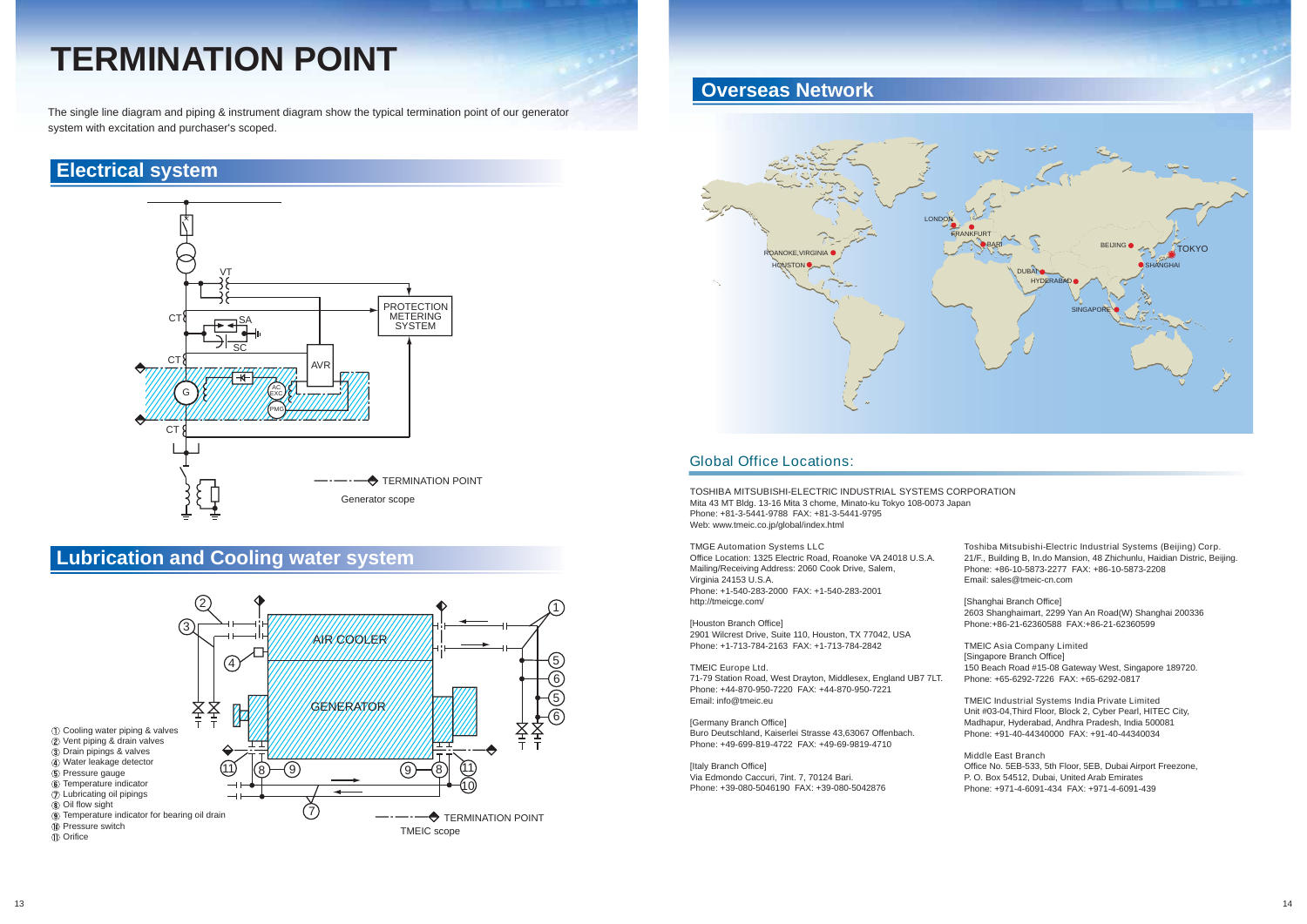# TERMINATION POINT

The single line diagram and piping & instrument diagram show the typical termination point of our generator system with excitation and purchaser's scoped.

## Electrical system

VT
CT
SA
SC
CT
AVR
PROTECTION METERING SYSTEM
G
AC EXC
PMG
CT
TERMINATION POINT
Generator scope

## Lubrication and Cooling water system

AIR COOLER
GENERATOR
TERMINATION POINT
TMEIC scope

1. Cooling water piping & valves
2. Vent piping & drain valves
3. Drain pipings & valves
4. Water leakage detector
5. Pressure gauge
6. Temperature indicator
7. Lubricating oil pipings
8. Oil flow sight
9. Temperature indicator for bearing oil drain
10. Pressure switch
11. Orifice

## Overseas Network

LONDON
FRANKFURT
BARI
ROANOKE,VIRGINIA
HOUSTON
DUBAI
HYDERABAD
SINGAPORE
BEIJING
TOKYO
SHANGHAI

### Global Office Locations:

TOSHIBA MITSUBISHI-ELECTRIC INDUSTRIAL SYSTEMS CORPORATION
Mita 43 MT Bldg. 13-16 Mita 3 chome, Minato-ku Tokyo 108-0073 Japan
Phone: +81-3-5441-9788 FAX: +81-3-5441-9795
Web: www.tmeic.co.jp/global/index.html

TMGE Automation Systems LLC
Office Location: 1325 Electric Road, Roanoke VA 24018 U.S.A.
Mailing/Receiving Address: 2060 Cook Drive, Salem, Virginia 24153 U.S.A.
Phone: +1-540-283-2000 FAX: +1-540-283-2001
http://tmeicge.com/

[Houston Branch Office]
2901 Wilcrest Drive, Suite 110, Houston, TX 77042, USA
Phone: +1-713-784-2163 FAX: +1-713-784-2842

TMEIC Europe Ltd.
71-79 Station Road, West Drayton, Middlesex, England UB7 7LT.
Phone: +44-870-950-7220 FAX: +44-870-950-7221
Email: info@tmeic.eu

[Germany Branch Office]
Buro Deutschland, Kaiserlei Strasse 43,63067 Offenbach.
Phone: +49-699-819-4722 FAX: +49-69-9819-4710

[Italy Branch Office]
Via Edmondo Caccuri, 7int. 7, 70124 Bari.
Phone: +39-080-5046190 FAX: +39-080-5042876

Toshiba Mitsubishi-Electric Industrial Systems (Beijing) Corp.
21/F., Building B, In.do Mansion, 48 Zhichunlu, Haidian Distric, Beijing.
Phone: +86-10-5873-2277 FAX: +86-10-5873-2208
Email: sales@tmeic-cn.com

[Shanghai Branch Office]
2603 Shanghaimart, 2299 Yan An Road(W) Shanghai 200336
Phone:+86-21-62360588 FAX:+86-21-62360599

TMEIC Asia Company Limited
[Singapore Branch Office]
150 Beach Road #15-08 Gateway West, Singapore 189720.
Phone: +65-6292-7226 FAX: +65-6292-0817

TMEIC Industrial Systems India Private Limited
Unit #03-04,Third Floor, Block 2, Cyber Pearl, HITEC City, Madhapur, Hyderabad, Andhra Pradesh, India 500081
Phone: +91-40-44340000 FAX: +91-40-44340034

Middle East Branch
Office No. 5EB-533, 5th Floor, 5EB, Dubai Airport Freezone, P. O. Box 54512, Dubai, United Arab Emirates
Phone: +971-4-6091-434 FAX: +971-4-6091-439